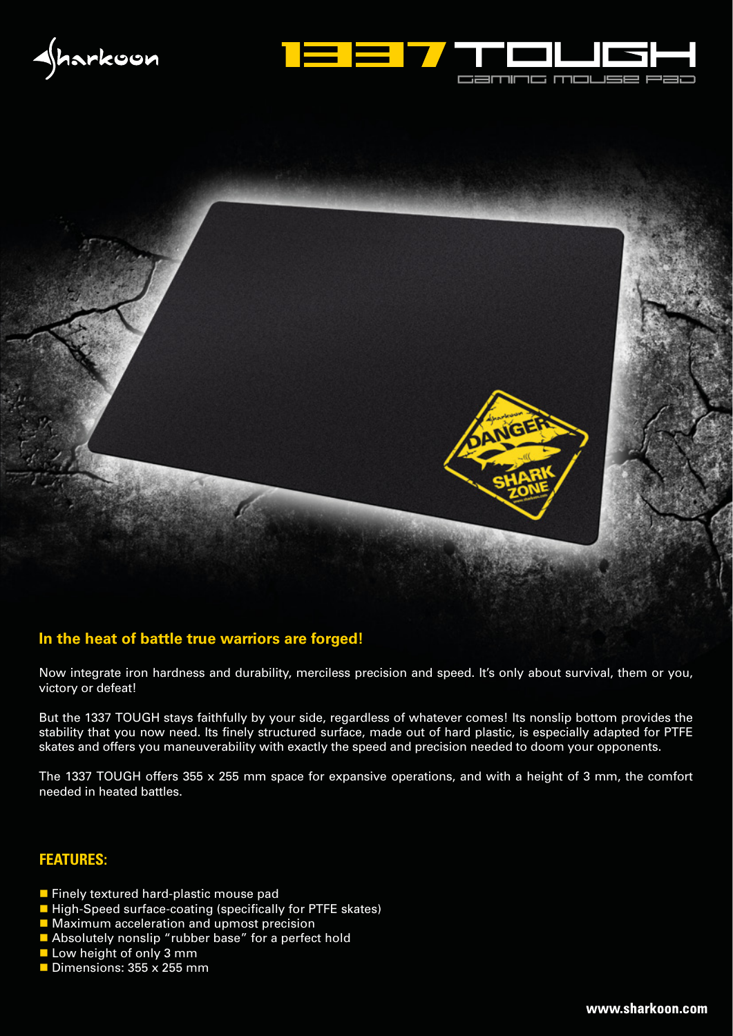Sharkoon

# 1337 TOUGH

Gaming Mouse Pad

## In the heat of battle true warriors are forged!

Now integrate iron hardness and durability, merciless precision and speed. It's only about survival, them or you, victory or defeat!

But the 1337 TOUGH stays faithfully by your side, regardless of whatever comes! Its nonslip bottom provides the stability that you now need. Its finely structured surface, made out of hard plastic, is especially adapted for PTFE skates and offers you maneuverability with exactly the speed and precision needed to doom your opponents.

The 1337 TOUGH offers 355 x 255 mm space for expansive operations, and with a height of 3 mm, the comfort needed in heated battles.

## FEATURES:

- Finely textured hard-plastic mouse pad
- High-Speed surface-coating (specifically for PTFE skates)
- Maximum acceleration and upmost precision
- Absolutely nonslip "rubber base" for a perfect hold
- Low height of only 3 mm
- Dimensions: 355 x 255 mm

www.sharkoon.com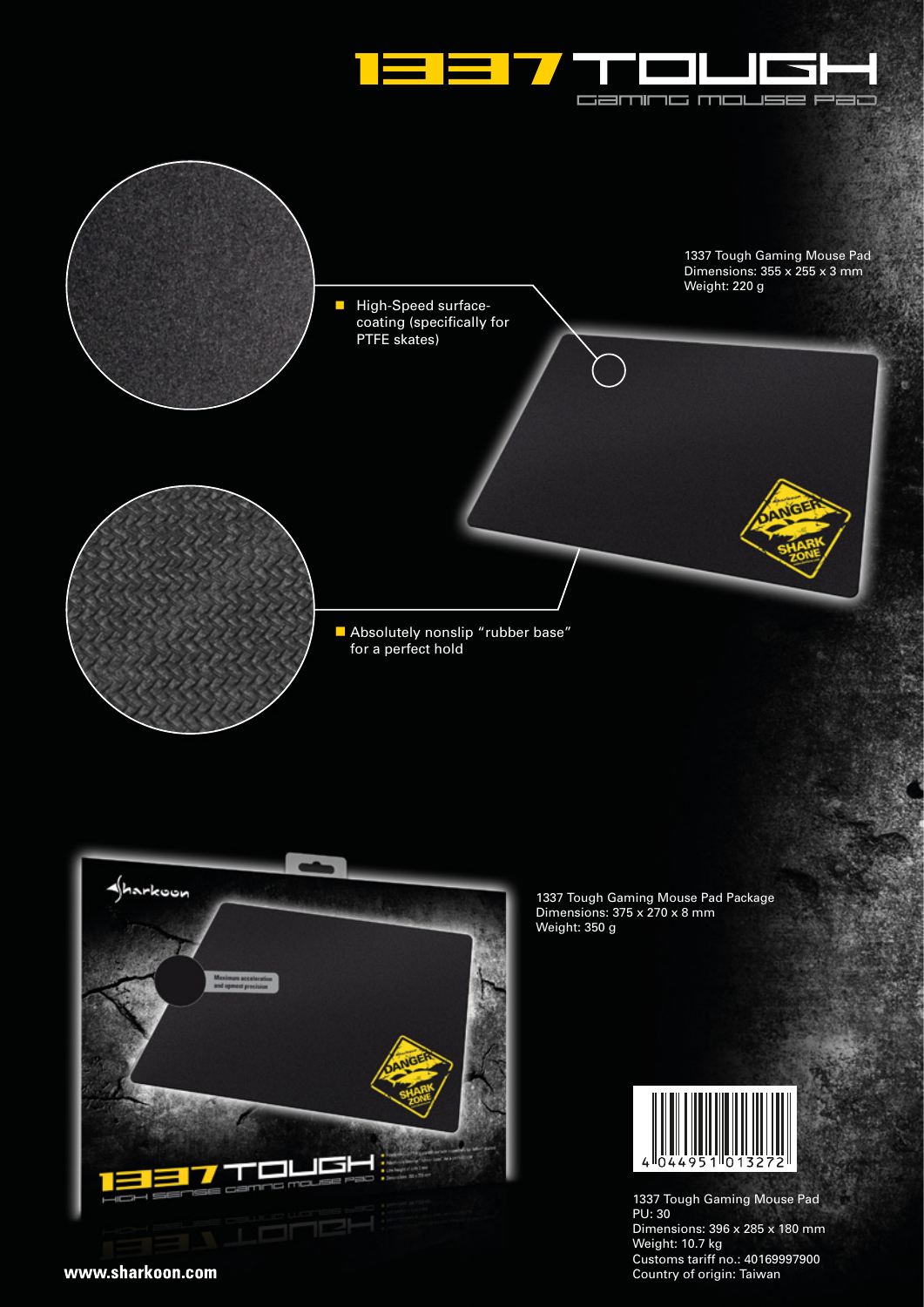# 1337 TOUGH

Gaming Mouse Pad

1337 Tough Gaming Mouse Pad
Dimensions: 355 x 255 x 3 mm
Weight: 220 g

- High-Speed surface-coating (specifically for PTFE skates)

- Absolutely nonslip "rubber base" for a perfect hold

1337 Tough Gaming Mouse Pad Package
Dimensions: 375 x 270 x 8 mm
Weight: 350 g

4 044951 013272

1337 Tough Gaming Mouse Pad
PU: 30
Dimensions: 396 x 285 x 180 mm
Weight: 10.7 kg
Customs tariff no.: 40169997900
Country of origin: Taiwan

**www.sharkoon.com**